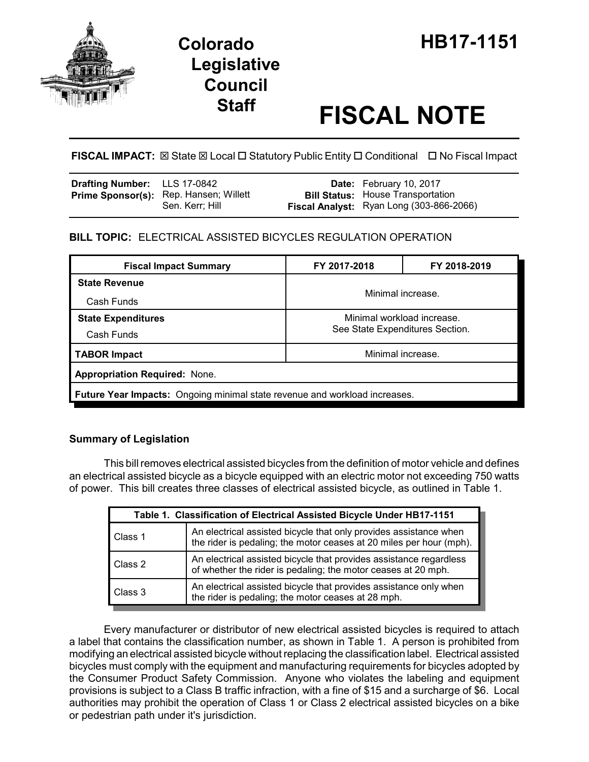# Colorado Legislative Council Staff

# HB17-1151

# FISCAL NOTE

**FISCAL IMPACT:** ☒ State ☒ Local ☐ Statutory Public Entity ☐ Conditional ☐ No Fiscal Impact

| | | | |
|---|---|---|---|
| **Drafting Number:** | LLS 17-0842 | **Date:** | February 10, 2017 |
| **Prime Sponsor(s):** | Rep. Hansen; Willett<br>Sen. Kerr; Hill | **Bill Status:** | House Transportation |
| | | **Fiscal Analyst:** | Ryan Long (303-866-2066) |

**BILL TOPIC:** ELECTRICAL ASSISTED BICYCLES REGULATION OPERATION

| Fiscal Impact Summary | FY 2017-2018 | FY 2018-2019 |
|---|---|---|
| **State Revenue**<br>Cash Funds | Minimal increase. | |
| **State Expenditures**<br>Cash Funds | Minimal workload increase.<br>See State Expenditures Section. | |
| **TABOR Impact** | Minimal increase. | |
| **Appropriation Required:** None. | | |
| **Future Year Impacts:** Ongoing minimal state revenue and workload increases. | | |

## Summary of Legislation

This bill removes electrical assisted bicycles from the definition of motor vehicle and defines an electrical assisted bicycle as a bicycle equipped with an electric motor not exceeding 750 watts of power. This bill creates three classes of electrical assisted bicycle, as outlined in Table 1.

| Table 1. Classification of Electrical Assisted Bicycle Under HB17-1151 | |
|---|---|
| Class 1 | An electrical assisted bicycle that only provides assistance when the rider is pedaling; the motor ceases at 20 miles per hour (mph). |
| Class 2 | An electrical assisted bicycle that provides assistance regardless of whether the rider is pedaling; the motor ceases at 20 mph. |
| Class 3 | An electrical assisted bicycle that provides assistance only when the rider is pedaling; the motor ceases at 28 mph. |

Every manufacturer or distributor of new electrical assisted bicycles is required to attach a label that contains the classification number, as shown in Table 1. A person is prohibited from modifying an electrical assisted bicycle without replacing the classification label. Electrical assisted bicycles must comply with the equipment and manufacturing requirements for bicycles adopted by the Consumer Product Safety Commission. Anyone who violates the labeling and equipment provisions is subject to a Class B traffic infraction, with a fine of $15 and a surcharge of $6. Local authorities may prohibit the operation of Class 1 or Class 2 electrical assisted bicycles on a bike or pedestrian path under it's jurisdiction.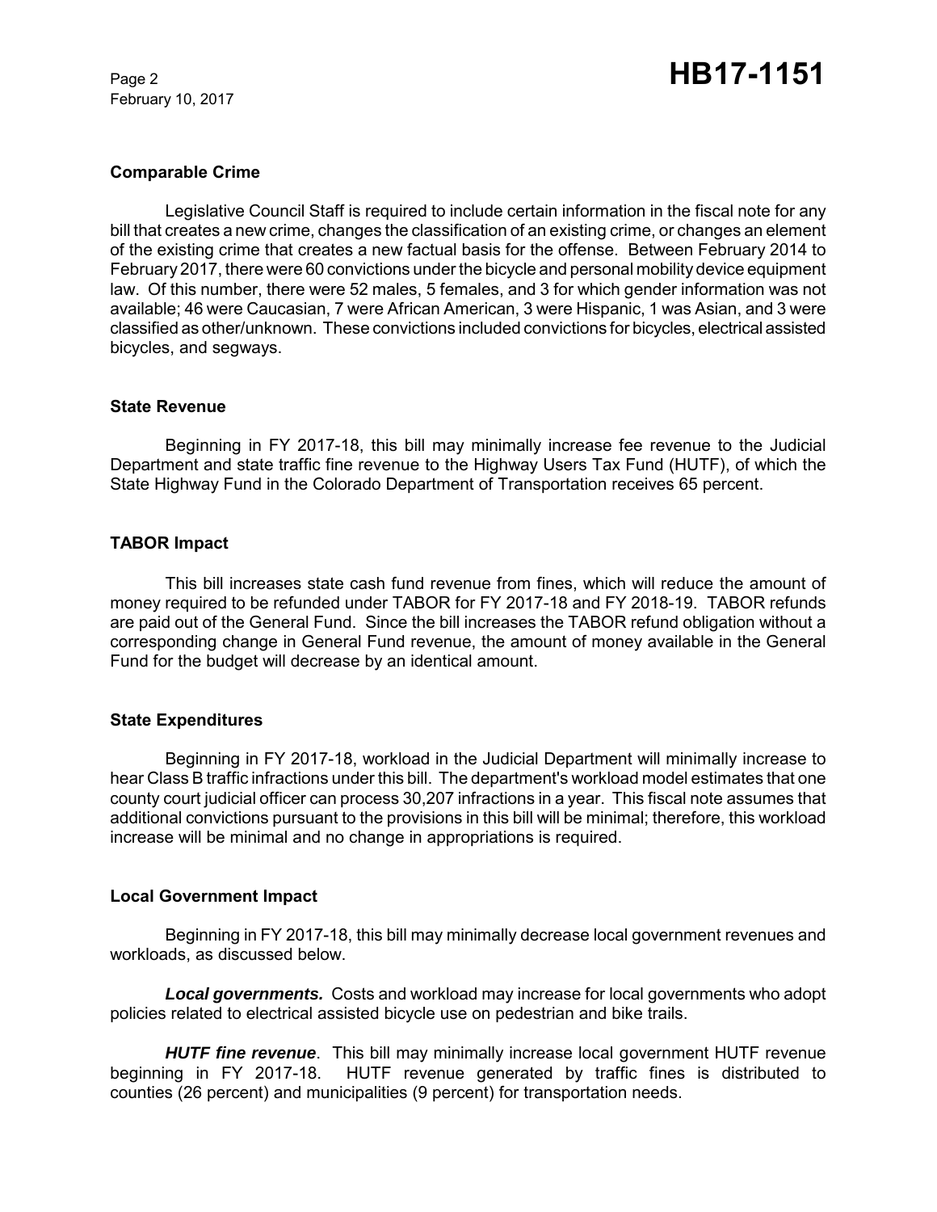## Comparable Crime

Legislative Council Staff is required to include certain information in the fiscal note for any bill that creates a new crime, changes the classification of an existing crime, or changes an element of the existing crime that creates a new factual basis for the offense. Between February 2014 to February 2017, there were 60 convictions under the bicycle and personal mobility device equipment law. Of this number, there were 52 males, 5 females, and 3 for which gender information was not available; 46 were Caucasian, 7 were African American, 3 were Hispanic, 1 was Asian, and 3 were classified as other/unknown. These convictions included convictions for bicycles, electrical assisted bicycles, and segways.

## State Revenue

Beginning in FY 2017-18, this bill may minimally increase fee revenue to the Judicial Department and state traffic fine revenue to the Highway Users Tax Fund (HUTF), of which the State Highway Fund in the Colorado Department of Transportation receives 65 percent.

## TABOR Impact

This bill increases state cash fund revenue from fines, which will reduce the amount of money required to be refunded under TABOR for FY 2017-18 and FY 2018-19. TABOR refunds are paid out of the General Fund. Since the bill increases the TABOR refund obligation without a corresponding change in General Fund revenue, the amount of money available in the General Fund for the budget will decrease by an identical amount.

## State Expenditures

Beginning in FY 2017-18, workload in the Judicial Department will minimally increase to hear Class B traffic infractions under this bill. The department's workload model estimates that one county court judicial officer can process 30,207 infractions in a year. This fiscal note assumes that additional convictions pursuant to the provisions in this bill will be minimal; therefore, this workload increase will be minimal and no change in appropriations is required.

## Local Government Impact

Beginning in FY 2017-18, this bill may minimally decrease local government revenues and workloads, as discussed below.

***Local governments.*** Costs and workload may increase for local governments who adopt policies related to electrical assisted bicycle use on pedestrian and bike trails.

***HUTF fine revenue***. This bill may minimally increase local government HUTF revenue beginning in FY 2017-18. HUTF revenue generated by traffic fines is distributed to counties (26 percent) and municipalities (9 percent) for transportation needs.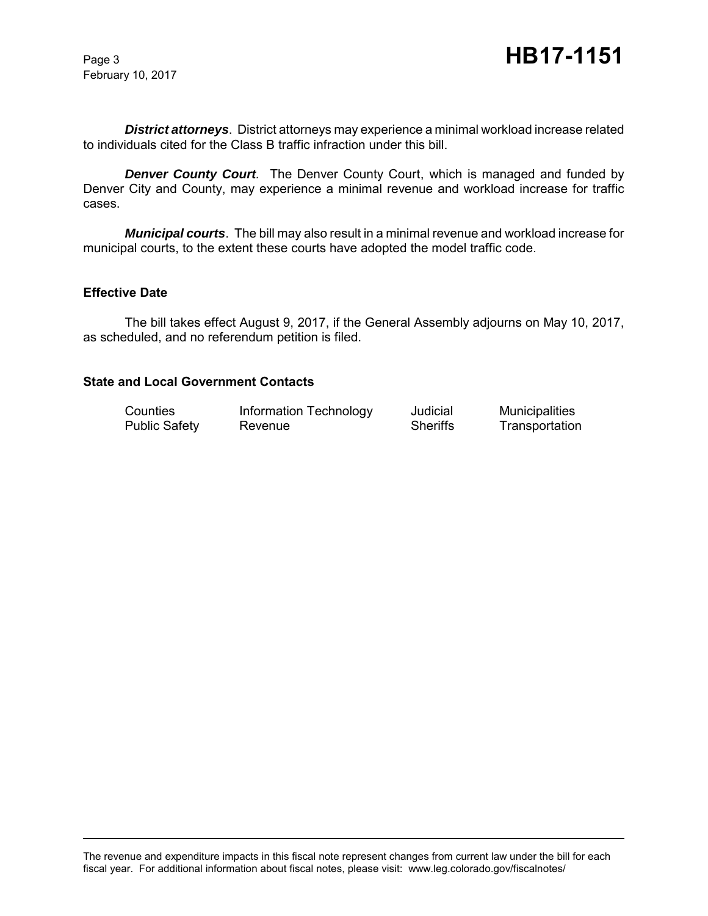***District attorneys***. District attorneys may experience a minimal workload increase related to individuals cited for the Class B traffic infraction under this bill.

***Denver County Court.*** The Denver County Court, which is managed and funded by Denver City and County, may experience a minimal revenue and workload increase for traffic cases.

***Municipal courts***. The bill may also result in a minimal revenue and workload increase for municipal courts, to the extent these courts have adopted the model traffic code.

**Effective Date**

The bill takes effect August 9, 2017, if the General Assembly adjourns on May 10, 2017, as scheduled, and no referendum petition is filed.

**State and Local Government Contacts**

| | | | |
|---|---|---|---|
| Counties | Information Technology | Judicial | Municipalities |
| Public Safety | Revenue | Sheriffs | Transportation |

The revenue and expenditure impacts in this fiscal note represent changes from current law under the bill for each fiscal year. For additional information about fiscal notes, please visit: www.leg.colorado.gov/fiscalnotes/